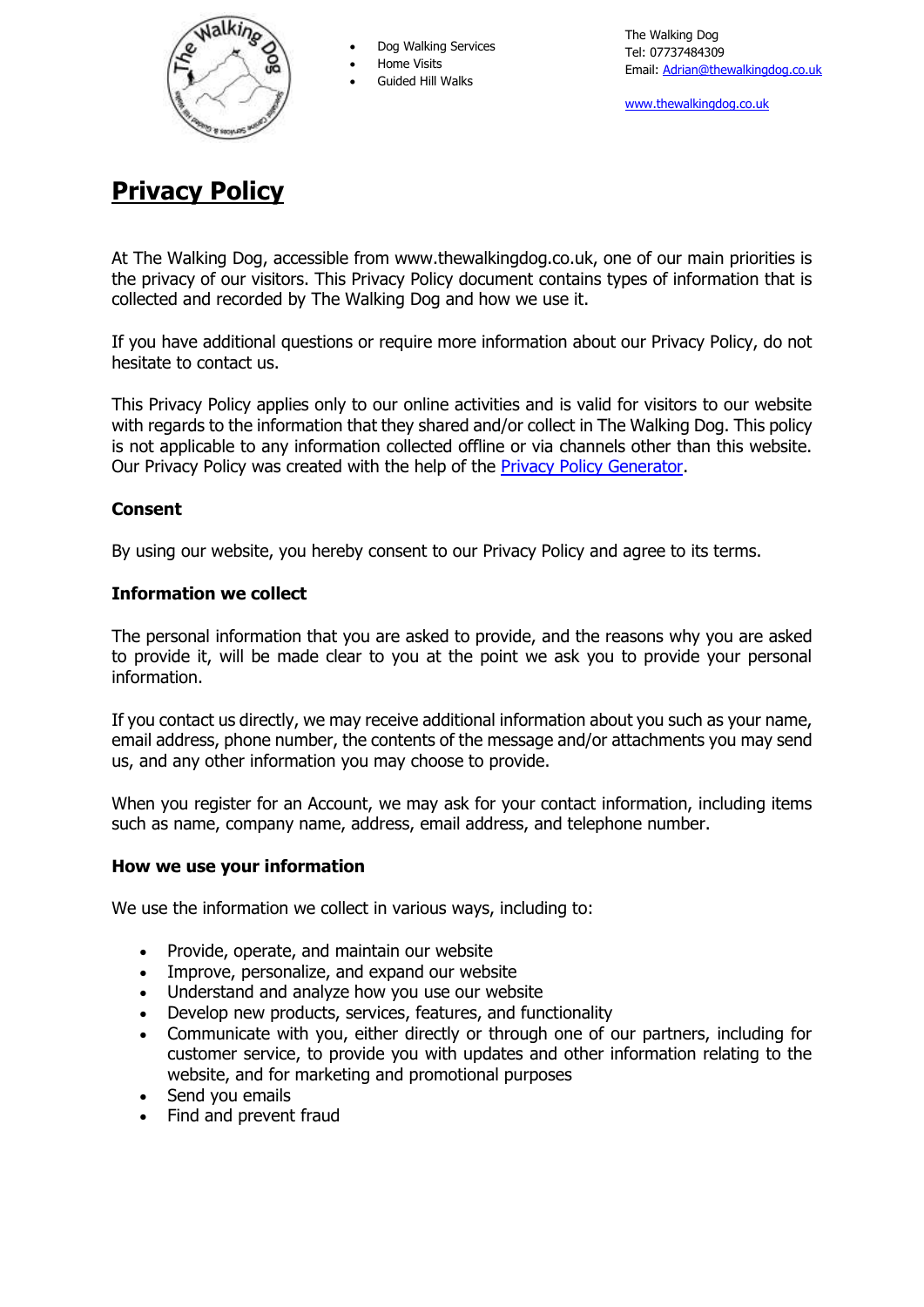- Dog Walking Services
- Home Visits
- Guided Hill Walks

The Walking Dog
Tel: 07737484309
Email: Adrian@thewalkingdog.co.uk

www.thewalkingdog.co.uk

# Privacy Policy

At The Walking Dog, accessible from www.thewalkingdog.co.uk, one of our main priorities is the privacy of our visitors. This Privacy Policy document contains types of information that is collected and recorded by The Walking Dog and how we use it.

If you have additional questions or require more information about our Privacy Policy, do not hesitate to contact us.

This Privacy Policy applies only to our online activities and is valid for visitors to our website with regards to the information that they shared and/or collect in The Walking Dog. This policy is not applicable to any information collected offline or via channels other than this website. Our Privacy Policy was created with the help of the Privacy Policy Generator.

### Consent

By using our website, you hereby consent to our Privacy Policy and agree to its terms.

### Information we collect

The personal information that you are asked to provide, and the reasons why you are asked to provide it, will be made clear to you at the point we ask you to provide your personal information.

If you contact us directly, we may receive additional information about you such as your name, email address, phone number, the contents of the message and/or attachments you may send us, and any other information you may choose to provide.

When you register for an Account, we may ask for your contact information, including items such as name, company name, address, email address, and telephone number.

### How we use your information

We use the information we collect in various ways, including to:

- Provide, operate, and maintain our website
- Improve, personalize, and expand our website
- Understand and analyze how you use our website
- Develop new products, services, features, and functionality
- Communicate with you, either directly or through one of our partners, including for customer service, to provide you with updates and other information relating to the website, and for marketing and promotional purposes
- Send you emails
- Find and prevent fraud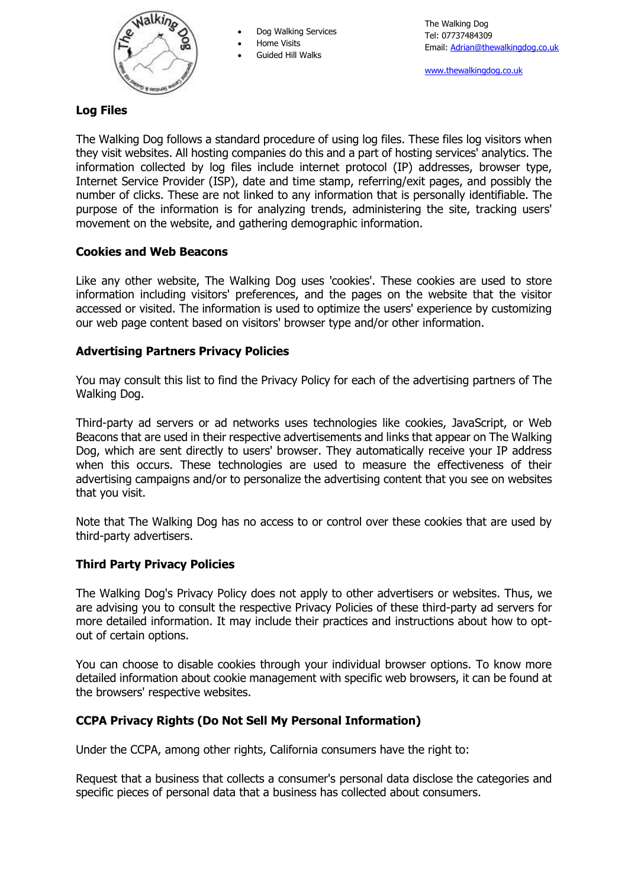## Log Files

The Walking Dog follows a standard procedure of using log files. These files log visitors when they visit websites. All hosting companies do this and a part of hosting services' analytics. The information collected by log files include internet protocol (IP) addresses, browser type, Internet Service Provider (ISP), date and time stamp, referring/exit pages, and possibly the number of clicks. These are not linked to any information that is personally identifiable. The purpose of the information is for analyzing trends, administering the site, tracking users' movement on the website, and gathering demographic information.

## Cookies and Web Beacons

Like any other website, The Walking Dog uses 'cookies'. These cookies are used to store information including visitors' preferences, and the pages on the website that the visitor accessed or visited. The information is used to optimize the users' experience by customizing our web page content based on visitors' browser type and/or other information.

## Advertising Partners Privacy Policies

You may consult this list to find the Privacy Policy for each of the advertising partners of The Walking Dog.

Third-party ad servers or ad networks uses technologies like cookies, JavaScript, or Web Beacons that are used in their respective advertisements and links that appear on The Walking Dog, which are sent directly to users' browser. They automatically receive your IP address when this occurs. These technologies are used to measure the effectiveness of their advertising campaigns and/or to personalize the advertising content that you see on websites that you visit.

Note that The Walking Dog has no access to or control over these cookies that are used by third-party advertisers.

## Third Party Privacy Policies

The Walking Dog's Privacy Policy does not apply to other advertisers or websites. Thus, we are advising you to consult the respective Privacy Policies of these third-party ad servers for more detailed information. It may include their practices and instructions about how to opt-out of certain options.

You can choose to disable cookies through your individual browser options. To know more detailed information about cookie management with specific web browsers, it can be found at the browsers' respective websites.

## CCPA Privacy Rights (Do Not Sell My Personal Information)

Under the CCPA, among other rights, California consumers have the right to:

Request that a business that collects a consumer's personal data disclose the categories and specific pieces of personal data that a business has collected about consumers.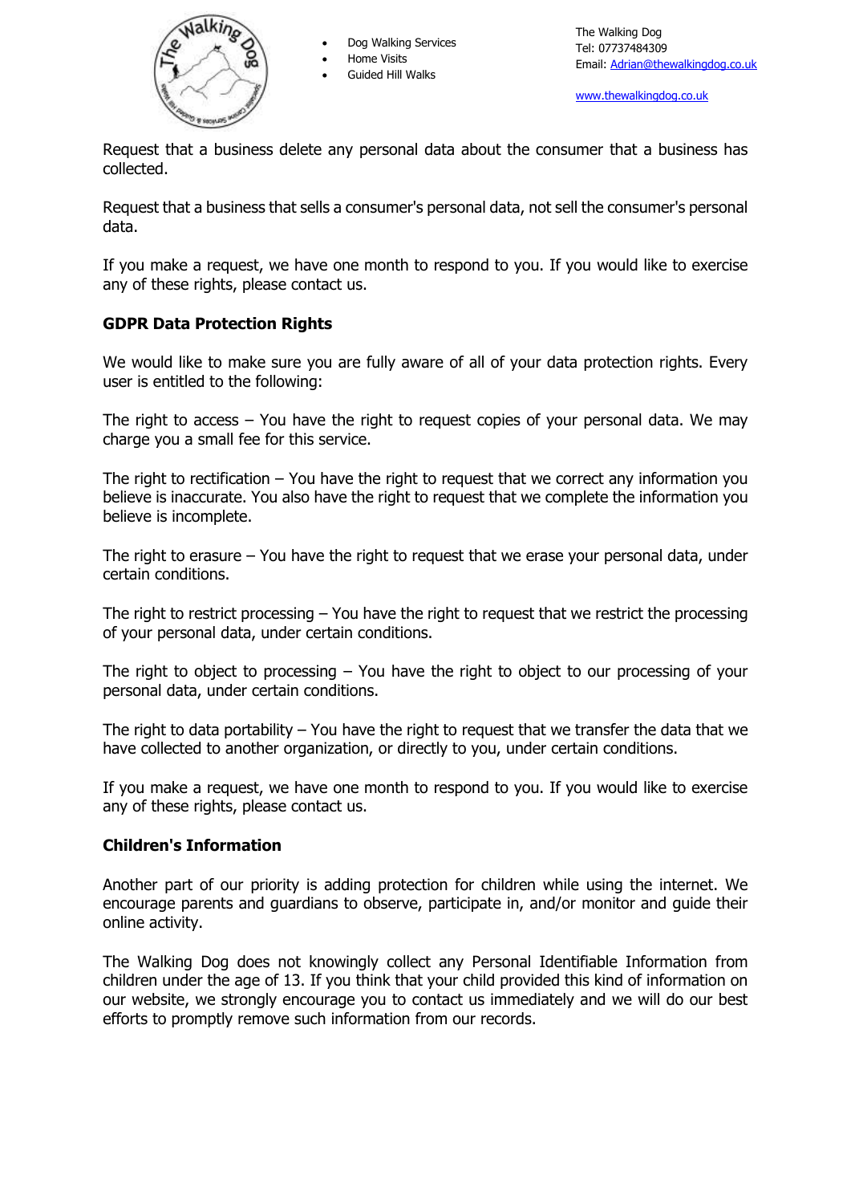Request that a business delete any personal data about the consumer that a business has collected.

Request that a business that sells a consumer's personal data, not sell the consumer's personal data.

If you make a request, we have one month to respond to you. If you would like to exercise any of these rights, please contact us.

**GDPR Data Protection Rights**

We would like to make sure you are fully aware of all of your data protection rights. Every user is entitled to the following:

The right to access – You have the right to request copies of your personal data. We may charge you a small fee for this service.

The right to rectification – You have the right to request that we correct any information you believe is inaccurate. You also have the right to request that we complete the information you believe is incomplete.

The right to erasure – You have the right to request that we erase your personal data, under certain conditions.

The right to restrict processing – You have the right to request that we restrict the processing of your personal data, under certain conditions.

The right to object to processing – You have the right to object to our processing of your personal data, under certain conditions.

The right to data portability – You have the right to request that we transfer the data that we have collected to another organization, or directly to you, under certain conditions.

If you make a request, we have one month to respond to you. If you would like to exercise any of these rights, please contact us.

**Children's Information**

Another part of our priority is adding protection for children while using the internet. We encourage parents and guardians to observe, participate in, and/or monitor and guide their online activity.

The Walking Dog does not knowingly collect any Personal Identifiable Information from children under the age of 13. If you think that your child provided this kind of information on our website, we strongly encourage you to contact us immediately and we will do our best efforts to promptly remove such information from our records.